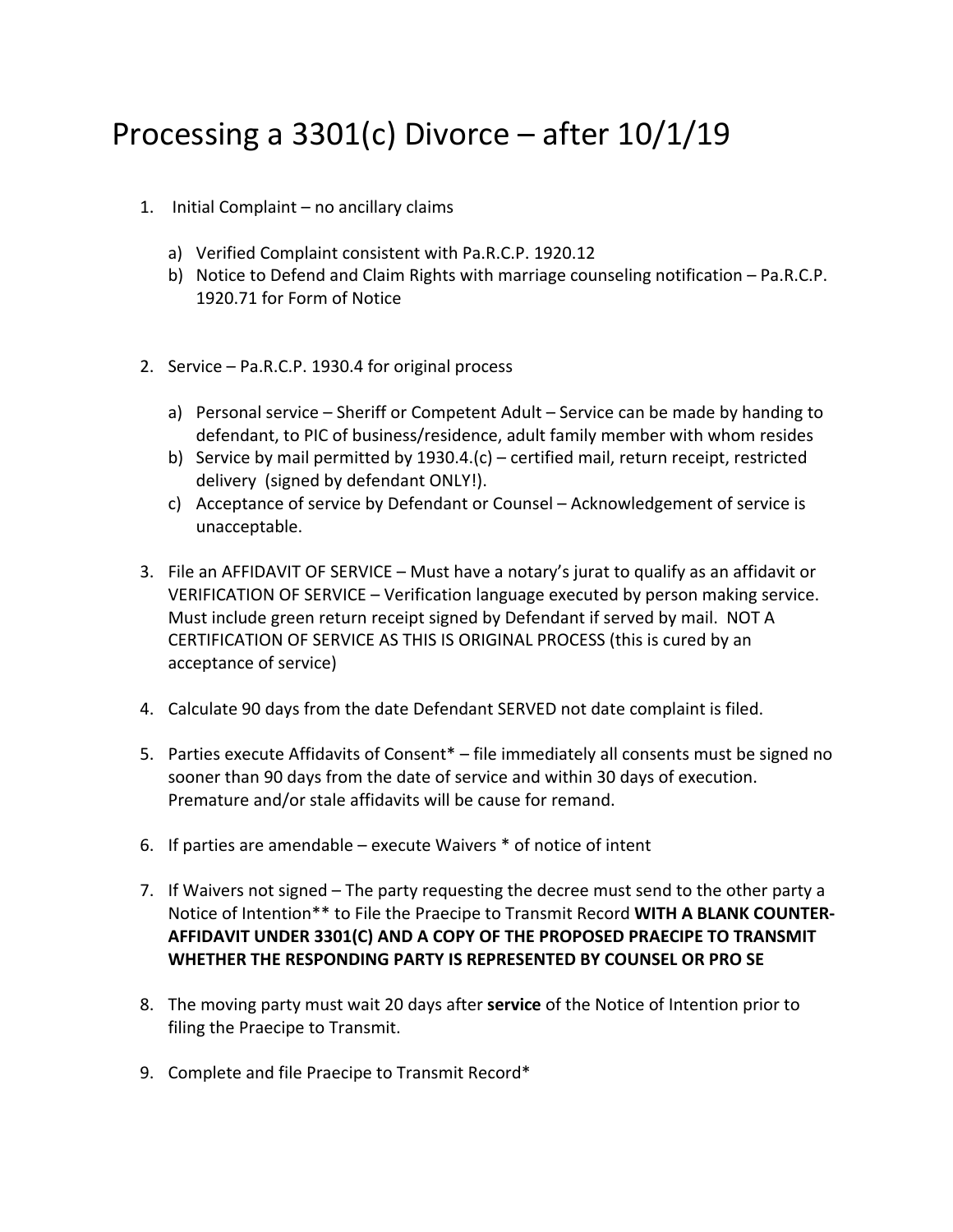# Processing a 3301(c) Divorce – after 10/1/19

1. Initial Complaint – no ancillary claims

   a) Verified Complaint consistent with Pa.R.C.P. 1920.12
   b) Notice to Defend and Claim Rights with marriage counseling notification – Pa.R.C.P. 1920.71 for Form of Notice

2. Service – Pa.R.C.P. 1930.4 for original process

   a) Personal service – Sheriff or Competent Adult – Service can be made by handing to defendant, to PIC of business/residence, adult family member with whom resides
   b) Service by mail permitted by 1930.4.(c) – certified mail, return receipt, restricted delivery (signed by defendant ONLY!).
   c) Acceptance of service by Defendant or Counsel – Acknowledgement of service is unacceptable.

3. File an AFFIDAVIT OF SERVICE – Must have a notary's jurat to qualify as an affidavit or VERIFICATION OF SERVICE – Verification language executed by person making service. Must include green return receipt signed by Defendant if served by mail. NOT A CERTIFICATION OF SERVICE AS THIS IS ORIGINAL PROCESS (this is cured by an acceptance of service)

4. Calculate 90 days from the date Defendant SERVED not date complaint is filed.

5. Parties execute Affidavits of Consent* – file immediately all consents must be signed no sooner than 90 days from the date of service and within 30 days of execution. Premature and/or stale affidavits will be cause for remand.

6. If parties are amendable – execute Waivers * of notice of intent

7. If Waivers not signed – The party requesting the decree must send to the other party a Notice of Intention** to File the Praecipe to Transmit Record **WITH A BLANK COUNTER-AFFIDAVIT UNDER 3301(C) AND A COPY OF THE PROPOSED PRAECIPE TO TRANSMIT WHETHER THE RESPONDING PARTY IS REPRESENTED BY COUNSEL OR PRO SE**

8. The moving party must wait 20 days after **service** of the Notice of Intention prior to filing the Praecipe to Transmit.

9. Complete and file Praecipe to Transmit Record*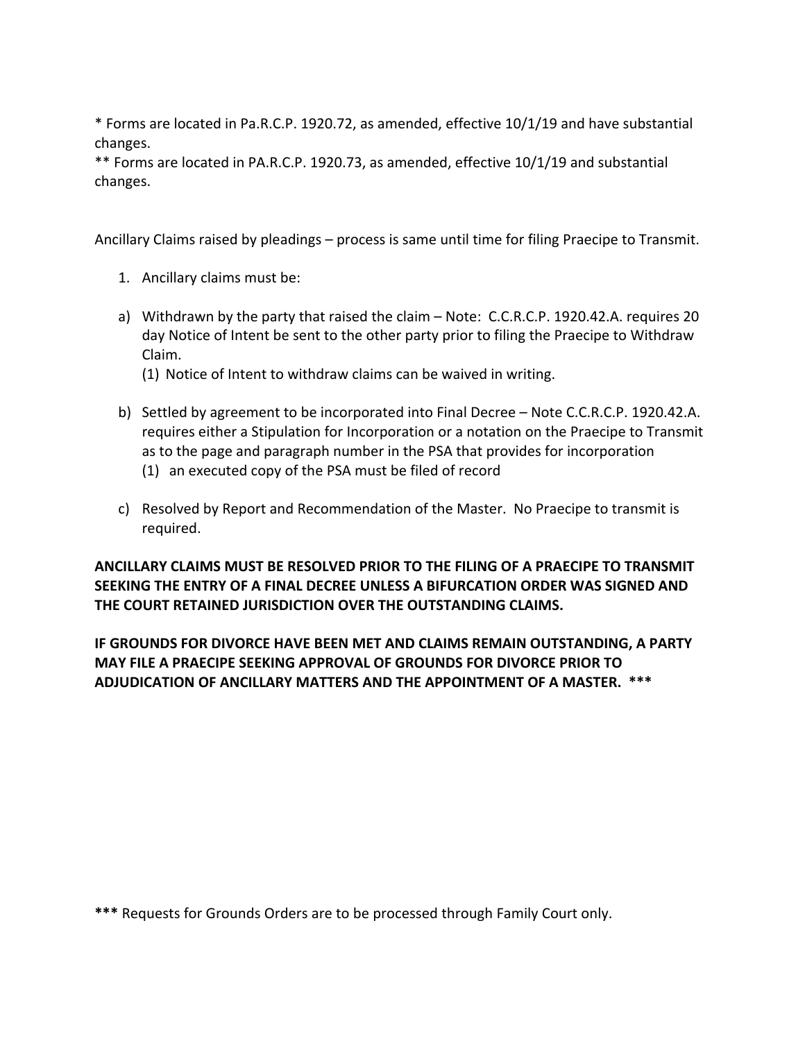* Forms are located in Pa.R.C.P. 1920.72, as amended, effective 10/1/19 and have substantial changes.
** Forms are located in PA.R.C.P. 1920.73, as amended, effective 10/1/19 and substantial changes.

Ancillary Claims raised by pleadings – process is same until time for filing Praecipe to Transmit.

1. Ancillary claims must be:

a) Withdrawn by the party that raised the claim – Note: C.C.R.C.P. 1920.42.A. requires 20 day Notice of Intent be sent to the other party prior to filing the Praecipe to Withdraw Claim.
   (1) Notice of Intent to withdraw claims can be waived in writing.

b) Settled by agreement to be incorporated into Final Decree – Note C.C.R.C.P. 1920.42.A. requires either a Stipulation for Incorporation or a notation on the Praecipe to Transmit as to the page and paragraph number in the PSA that provides for incorporation
   (1) an executed copy of the PSA must be filed of record

c) Resolved by Report and Recommendation of the Master. No Praecipe to transmit is required.

**ANCILLARY CLAIMS MUST BE RESOLVED PRIOR TO THE FILING OF A PRAECIPE TO TRANSMIT SEEKING THE ENTRY OF A FINAL DECREE UNLESS A BIFURCATION ORDER WAS SIGNED AND THE COURT RETAINED JURISDICTION OVER THE OUTSTANDING CLAIMS.**

**IF GROUNDS FOR DIVORCE HAVE BEEN MET AND CLAIMS REMAIN OUTSTANDING, A PARTY MAY FILE A PRAECIPE SEEKING APPROVAL OF GROUNDS FOR DIVORCE PRIOR TO ADJUDICATION OF ANCILLARY MATTERS AND THE APPOINTMENT OF A MASTER. *****

***** Requests for Grounds Orders are to be processed through Family Court only.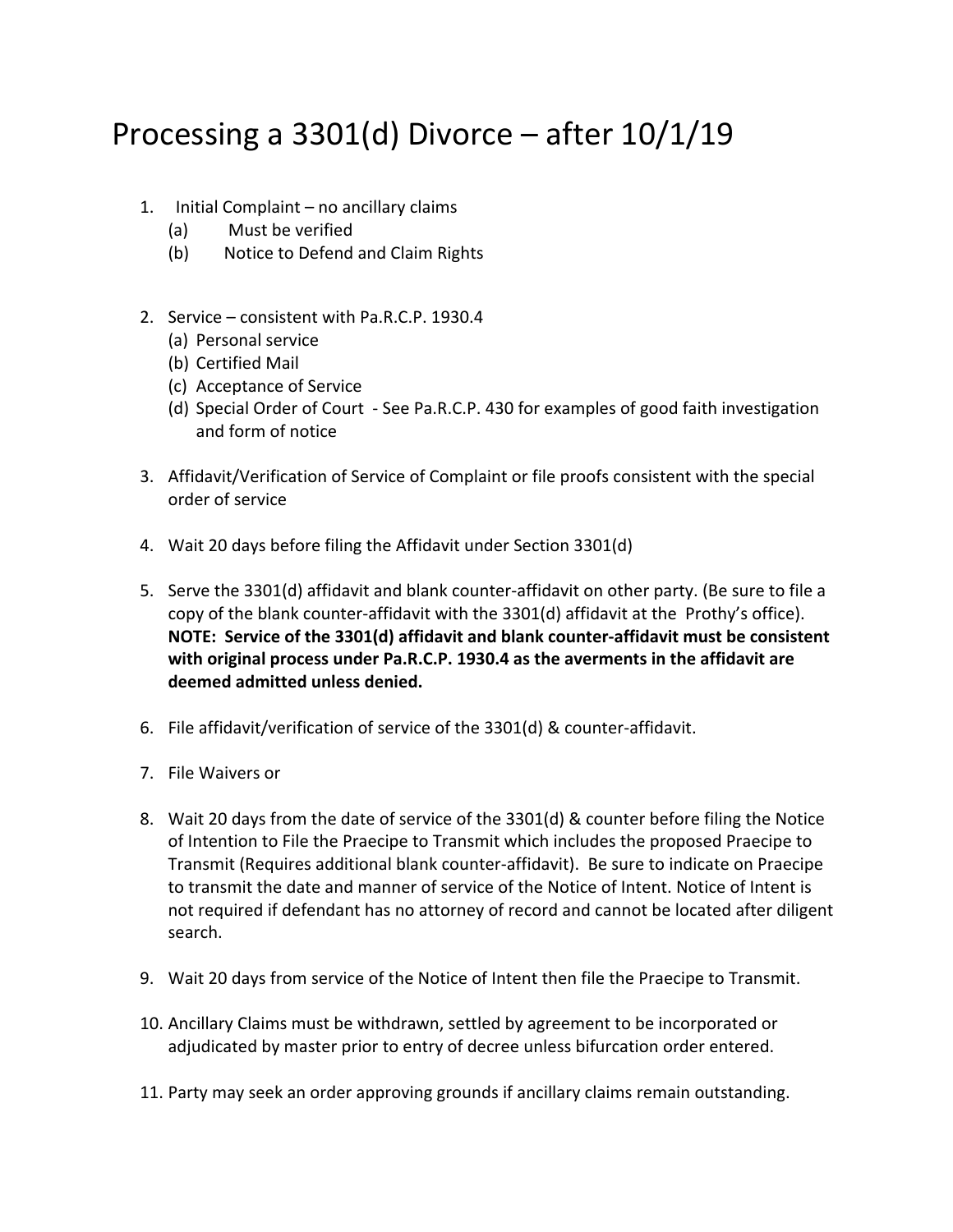# Processing a 3301(d) Divorce – after 10/1/19

1. Initial Complaint – no ancillary claims
   (a) Must be verified
   (b) Notice to Defend and Claim Rights

2. Service – consistent with Pa.R.C.P. 1930.4
   (a) Personal service
   (b) Certified Mail
   (c) Acceptance of Service
   (d) Special Order of Court - See Pa.R.C.P. 430 for examples of good faith investigation and form of notice

3. Affidavit/Verification of Service of Complaint or file proofs consistent with the special order of service

4. Wait 20 days before filing the Affidavit under Section 3301(d)

5. Serve the 3301(d) affidavit and blank counter-affidavit on other party. (Be sure to file a copy of the blank counter-affidavit with the 3301(d) affidavit at the Prothy's office). **NOTE: Service of the 3301(d) affidavit and blank counter-affidavit must be consistent with original process under Pa.R.C.P. 1930.4 as the averments in the affidavit are deemed admitted unless denied.**

6. File affidavit/verification of service of the 3301(d) & counter-affidavit.

7. File Waivers or

8. Wait 20 days from the date of service of the 3301(d) & counter before filing the Notice of Intention to File the Praecipe to Transmit which includes the proposed Praecipe to Transmit (Requires additional blank counter-affidavit). Be sure to indicate on Praecipe to transmit the date and manner of service of the Notice of Intent. Notice of Intent is not required if defendant has no attorney of record and cannot be located after diligent search.

9. Wait 20 days from service of the Notice of Intent then file the Praecipe to Transmit.

10. Ancillary Claims must be withdrawn, settled by agreement to be incorporated or adjudicated by master prior to entry of decree unless bifurcation order entered.

11. Party may seek an order approving grounds if ancillary claims remain outstanding.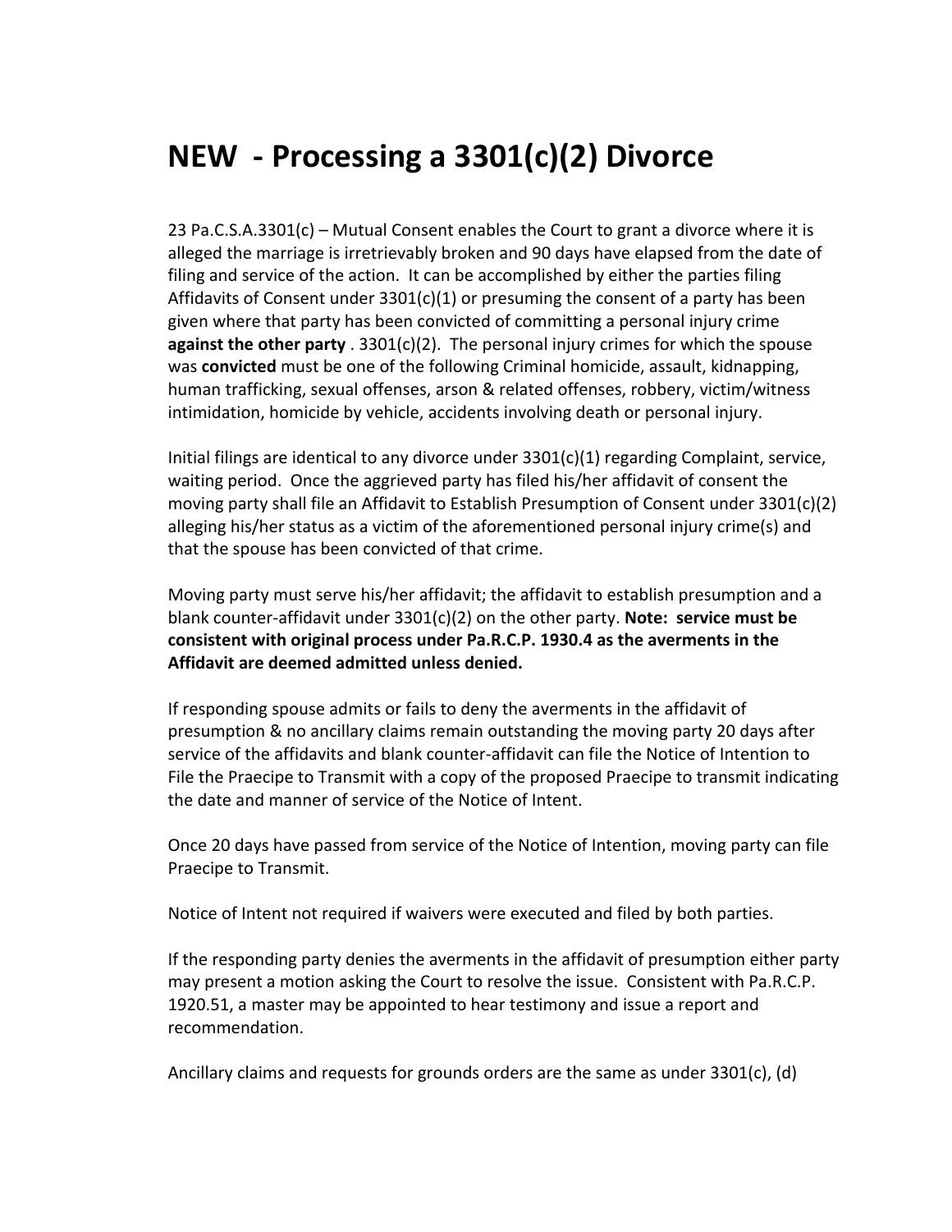# NEW - Processing a 3301(c)(2) Divorce

23 Pa.C.S.A.3301(c) – Mutual Consent enables the Court to grant a divorce where it is alleged the marriage is irretrievably broken and 90 days have elapsed from the date of filing and service of the action. It can be accomplished by either the parties filing Affidavits of Consent under 3301(c)(1) or presuming the consent of a party has been given where that party has been convicted of committing a personal injury crime **against the other party** . 3301(c)(2). The personal injury crimes for which the spouse was **convicted** must be one of the following Criminal homicide, assault, kidnapping, human trafficking, sexual offenses, arson & related offenses, robbery, victim/witness intimidation, homicide by vehicle, accidents involving death or personal injury.

Initial filings are identical to any divorce under 3301(c)(1) regarding Complaint, service, waiting period. Once the aggrieved party has filed his/her affidavit of consent the moving party shall file an Affidavit to Establish Presumption of Consent under 3301(c)(2) alleging his/her status as a victim of the aforementioned personal injury crime(s) and that the spouse has been convicted of that crime.

Moving party must serve his/her affidavit; the affidavit to establish presumption and a blank counter-affidavit under 3301(c)(2) on the other party. **Note: service must be consistent with original process under Pa.R.C.P. 1930.4 as the averments in the Affidavit are deemed admitted unless denied.**

If responding spouse admits or fails to deny the averments in the affidavit of presumption & no ancillary claims remain outstanding the moving party 20 days after service of the affidavits and blank counter-affidavit can file the Notice of Intention to File the Praecipe to Transmit with a copy of the proposed Praecipe to transmit indicating the date and manner of service of the Notice of Intent.

Once 20 days have passed from service of the Notice of Intention, moving party can file Praecipe to Transmit.

Notice of Intent not required if waivers were executed and filed by both parties.

If the responding party denies the averments in the affidavit of presumption either party may present a motion asking the Court to resolve the issue. Consistent with Pa.R.C.P. 1920.51, a master may be appointed to hear testimony and issue a report and recommendation.

Ancillary claims and requests for grounds orders are the same as under 3301(c), (d)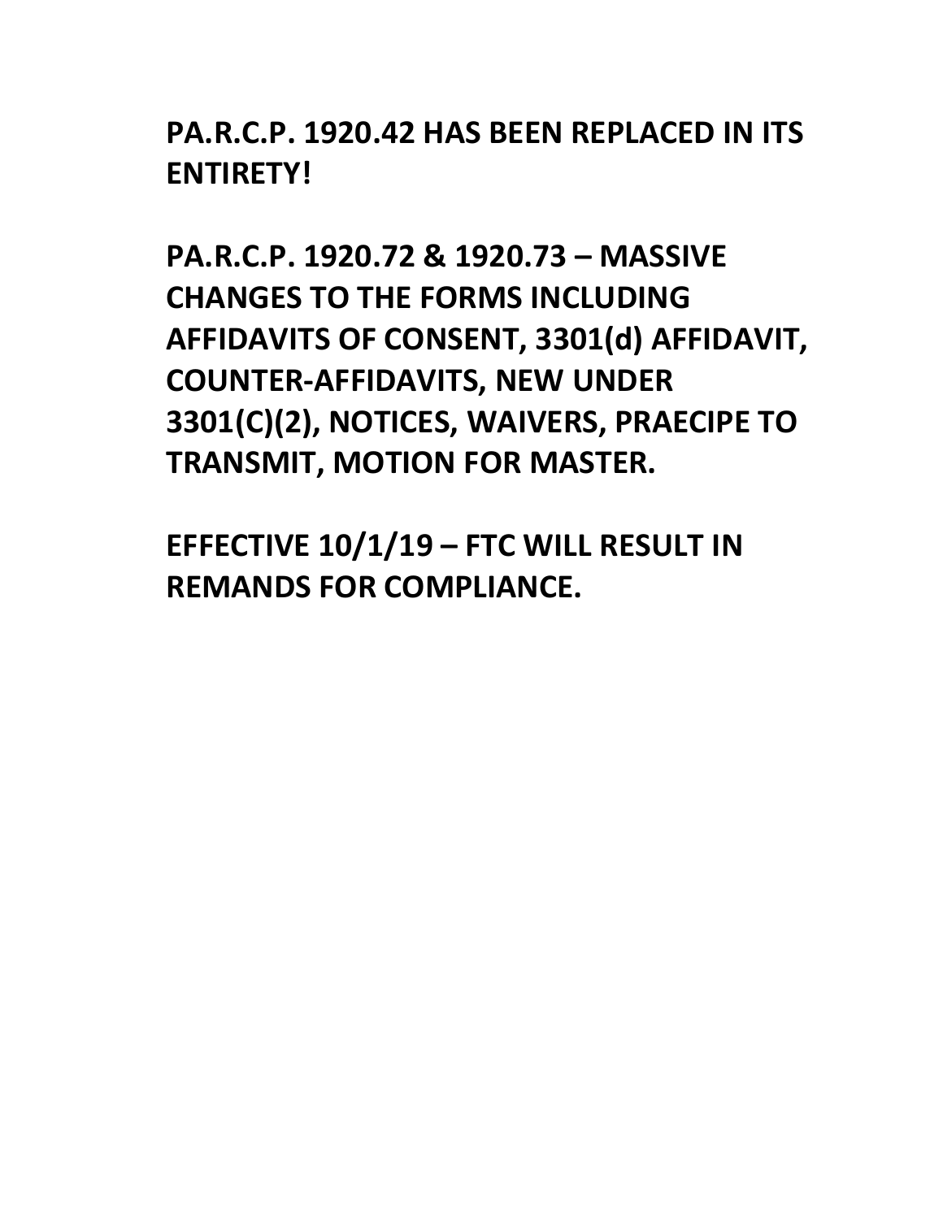**PA.R.C.P. 1920.42 HAS BEEN REPLACED IN ITS ENTIRETY!**

**PA.R.C.P. 1920.72 & 1920.73 – MASSIVE CHANGES TO THE FORMS INCLUDING AFFIDAVITS OF CONSENT, 3301(d) AFFIDAVIT, COUNTER-AFFIDAVITS, NEW UNDER 3301(C)(2), NOTICES, WAIVERS, PRAECIPE TO TRANSMIT, MOTION FOR MASTER.**

**EFFECTIVE 10/1/19 – FTC WILL RESULT IN REMANDS FOR COMPLIANCE.**